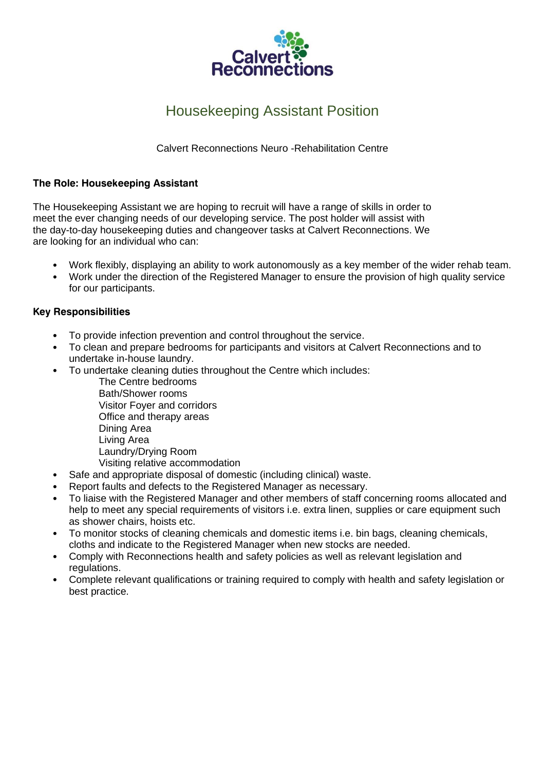Calvert Reconnections

# Housekeeping Assistant Position

Calvert Reconnections Neuro -Rehabilitation Centre

**The Role: Housekeeping Assistant**

The Housekeeping Assistant we are hoping to recruit will have a range of skills in order to meet the ever changing needs of our developing service. The post holder will assist with the day-to-day housekeeping duties and changeover tasks at Calvert Reconnections. We are looking for an individual who can:

- Work flexibly, displaying an ability to work autonomously as a key member of the wider rehab team.
- Work under the direction of the Registered Manager to ensure the provision of high quality service for our participants.

**Key Responsibilities**

- To provide infection prevention and control throughout the service.
- To clean and prepare bedrooms for participants and visitors at Calvert Reconnections and to undertake in-house laundry.
- To undertake cleaning duties throughout the Centre which includes:
  - The Centre bedrooms
  - Bath/Shower rooms
  - Visitor Foyer and corridors
  - Office and therapy areas
  - Dining Area
  - Living Area
  - Laundry/Drying Room
  - Visiting relative accommodation
- Safe and appropriate disposal of domestic (including clinical) waste.
- Report faults and defects to the Registered Manager as necessary.
- To liaise with the Registered Manager and other members of staff concerning rooms allocated and help to meet any special requirements of visitors i.e. extra linen, supplies or care equipment such as shower chairs, hoists etc.
- To monitor stocks of cleaning chemicals and domestic items i.e. bin bags, cleaning chemicals, cloths and indicate to the Registered Manager when new stocks are needed.
- Comply with Reconnections health and safety policies as well as relevant legislation and regulations.
- Complete relevant qualifications or training required to comply with health and safety legislation or best practice.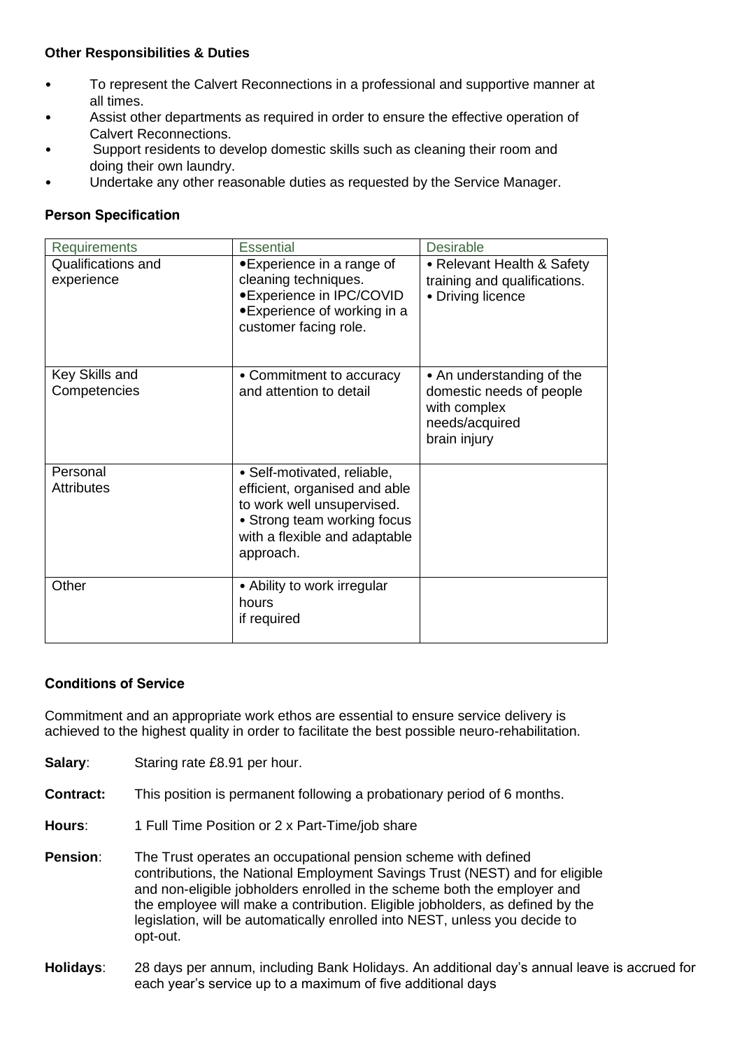**Other Responsibilities & Duties**

- To represent the Calvert Reconnections in a professional and supportive manner at all times.
- Assist other departments as required in order to ensure the effective operation of Calvert Reconnections.
- Support residents to develop domestic skills such as cleaning their room and doing their own laundry.
- Undertake any other reasonable duties as requested by the Service Manager.

**Person Specification**

| Requirements | Essential | Desirable |
| --- | --- | --- |
| Qualifications and experience | •Experience in a range of cleaning techniques.<br>•Experience in IPC/COVID<br>•Experience of working in a customer facing role. | • Relevant Health & Safety training and qualifications.<br>• Driving licence |
| Key Skills and Competencies | • Commitment to accuracy and attention to detail | • An understanding of the domestic needs of people with complex needs/acquired brain injury |
| Personal Attributes | • Self-motivated, reliable, efficient, organised and able to work well unsupervised.<br>• Strong team working focus with a flexible and adaptable approach. | |
| Other | • Ability to work irregular hours if required | |

**Conditions of Service**

Commitment and an appropriate work ethos are essential to ensure service delivery is achieved to the highest quality in order to facilitate the best possible neuro-rehabilitation.

**Salary**: Staring rate £8.91 per hour.

**Contract:** This position is permanent following a probationary period of 6 months.

**Hours**: 1 Full Time Position or 2 x Part-Time/job share

**Pension**: The Trust operates an occupational pension scheme with defined contributions, the National Employment Savings Trust (NEST) and for eligible and non-eligible jobholders enrolled in the scheme both the employer and the employee will make a contribution. Eligible jobholders, as defined by the legislation, will be automatically enrolled into NEST, unless you decide to opt-out.

**Holidays**: 28 days per annum, including Bank Holidays. An additional day's annual leave is accrued for each year's service up to a maximum of five additional days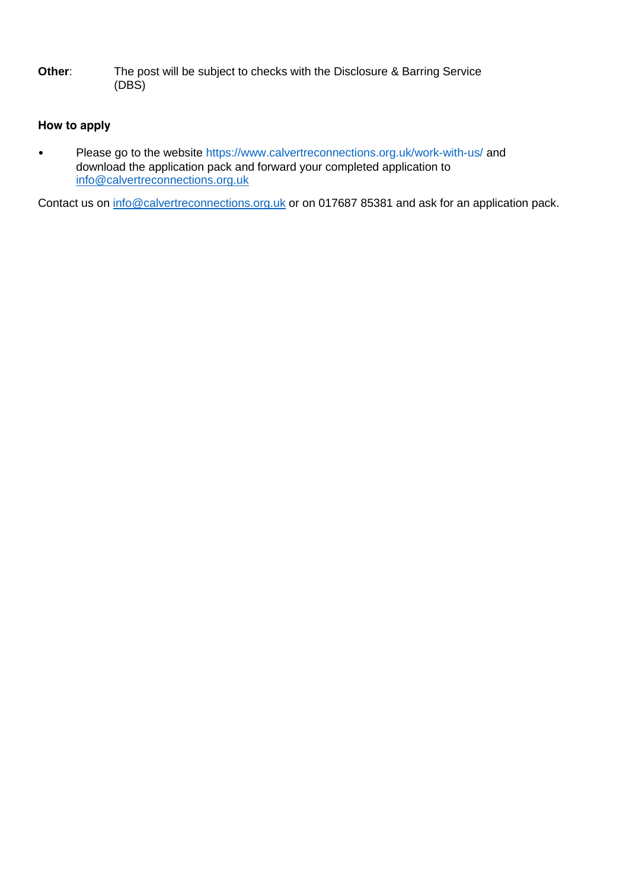**Other**: The post will be subject to checks with the Disclosure & Barring Service (DBS)

**How to apply**

- Please go to the website https://www.calvertreconnections.org.uk/work-with-us/ and download the application pack and forward your completed application to info@calvertreconnections.org.uk

Contact us on info@calvertreconnections.org.uk or on 017687 85381 and ask for an application pack.